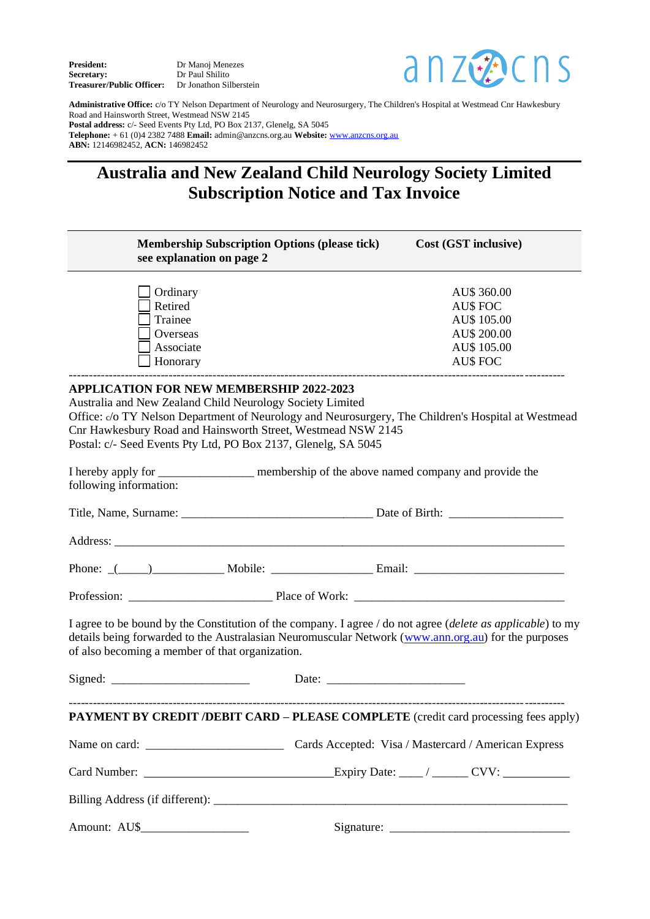**President:** Dr Manoj Menezes
**Secretary:** Dr Paul Shilito
**Treasurer/Public Officer:** Dr Jonathon Silberstein

anzcns

**Administrative Office:** c/o TY Nelson Department of Neurology and Neurosurgery, The Children's Hospital at Westmead Cnr Hawkesbury Road and Hainsworth Street, Westmead NSW 2145
**Postal address:** c/- Seed Events Pty Ltd, PO Box 2137, Glenelg, SA 5045
**Telephone:** + 61 (0)4 2382 7488 **Email:** admin@anzcns.org.au **Website:** www.anzcns.org.au
**ABN:** 12146982452, **ACN:** 146982452

# Australia and New Zealand Child Neurology Society Limited Subscription Notice and Tax Invoice

| Membership Subscription Options (please tick) see explanation on page 2 | Cost (GST inclusive) |
|---|---|
| ☐ Ordinary | AU$ 360.00 |
| ☐ Retired | AU$ FOC |
| ☐ Trainee | AU$ 105.00 |
| ☐ Overseas | AU$ 200.00 |
| ☐ Associate | AU$ 105.00 |
| ☐ Honorary | AU$ FOC |

---

**APPLICATION FOR NEW MEMBERSHIP 2022-2023**
Australia and New Zealand Child Neurology Society Limited
Office: c/o TY Nelson Department of Neurology and Neurosurgery, The Children's Hospital at Westmead Cnr Hawkesbury Road and Hainsworth Street, Westmead NSW 2145
Postal: c/- Seed Events Pty Ltd, PO Box 2137, Glenelg, SA 5045

I hereby apply for _______________ membership of the above named company and provide the following information:

Title, Name, Surname: ______________________________ Date of Birth: __________________

Address: ______________________________________________________________________

Phone: _(_____)___________ Mobile: ________________ Email: _______________________

Profession: ______________________ Place of Work: _________________________________

I agree to be bound by the Constitution of the company. I agree / do not agree (*delete as applicable*) to my details being forwarded to the Australasian Neuromuscular Network (www.ann.org.au) for the purposes of also becoming a member of that organization.

Signed: ______________________ Date: ______________________

---

**PAYMENT BY CREDIT /DEBIT CARD – PLEASE COMPLETE** (credit card processing fees apply)

Name on card: ______________________ Cards Accepted: Visa / Mastercard / American Express

Card Number: ______________________________ Expiry Date: ____ / ______ CVV: ___________

Billing Address (if different): _________________________________________________________

Amount: AU$_________________ Signature: _____________________________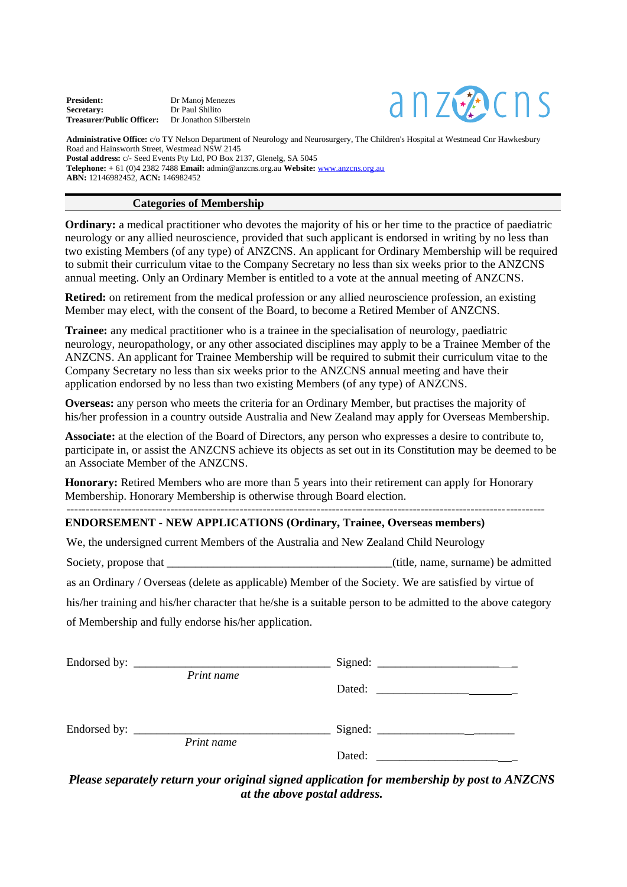**President:** Dr Manoj Menezes
**Secretary:** Dr Paul Shilito
**Treasurer/Public Officer:** Dr Jonathon Silberstein

anzcns

**Administrative Office:** c/o TY Nelson Department of Neurology and Neurosurgery, The Children's Hospital at Westmead Cnr Hawkesbury Road and Hainsworth Street, Westmead NSW 2145
**Postal address:** c/- Seed Events Pty Ltd, PO Box 2137, Glenelg, SA 5045
**Telephone:** + 61 (0)4 2382 7488 **Email:** admin@anzcns.org.au **Website:** www.anzcns.org.au
**ABN:** 12146982452, **ACN:** 146982452

## Categories of Membership

**Ordinary:** a medical practitioner who devotes the majority of his or her time to the practice of paediatric neurology or any allied neuroscience, provided that such applicant is endorsed in writing by no less than two existing Members (of any type) of ANZCNS. An applicant for Ordinary Membership will be required to submit their curriculum vitae to the Company Secretary no less than six weeks prior to the ANZCNS annual meeting. Only an Ordinary Member is entitled to a vote at the annual meeting of ANZCNS.

**Retired:** on retirement from the medical profession or any allied neuroscience profession, an existing Member may elect, with the consent of the Board, to become a Retired Member of ANZCNS.

**Trainee:** any medical practitioner who is a trainee in the specialisation of neurology, paediatric neurology, neuropathology, or any other associated disciplines may apply to be a Trainee Member of the ANZCNS. An applicant for Trainee Membership will be required to submit their curriculum vitae to the Company Secretary no less than six weeks prior to the ANZCNS annual meeting and have their application endorsed by no less than two existing Members (of any type) of ANZCNS.

**Overseas:** any person who meets the criteria for an Ordinary Member, but practises the majority of his/her profession in a country outside Australia and New Zealand may apply for Overseas Membership.

**Associate:** at the election of the Board of Directors, any person who expresses a desire to contribute to, participate in, or assist the ANZCNS achieve its objects as set out in its Constitution may be deemed to be an Associate Member of the ANZCNS.

**Honorary:** Retired Members who are more than 5 years into their retirement can apply for Honorary Membership. Honorary Membership is otherwise through Board election.

---

**ENDORSEMENT - NEW APPLICATIONS (Ordinary, Trainee, Overseas members)**

We, the undersigned current Members of the Australia and New Zealand Child Neurology Society, propose that ______________________________________(title, name, surname) be admitted as an Ordinary / Overseas (delete as applicable) Member of the Society. We are satisfied by virtue of his/her training and his/her character that he/she is a suitable person to be admitted to the above category of Membership and fully endorse his/her application.

Endorsed by: _________________________________ Signed: _______________________
*Print name*
Dated: _______________________

Endorsed by: _________________________________ Signed: _______________________
*Print name*
Dated: _______________________

***Please separately return your original signed application for membership by post to ANZCNS at the above postal address.***